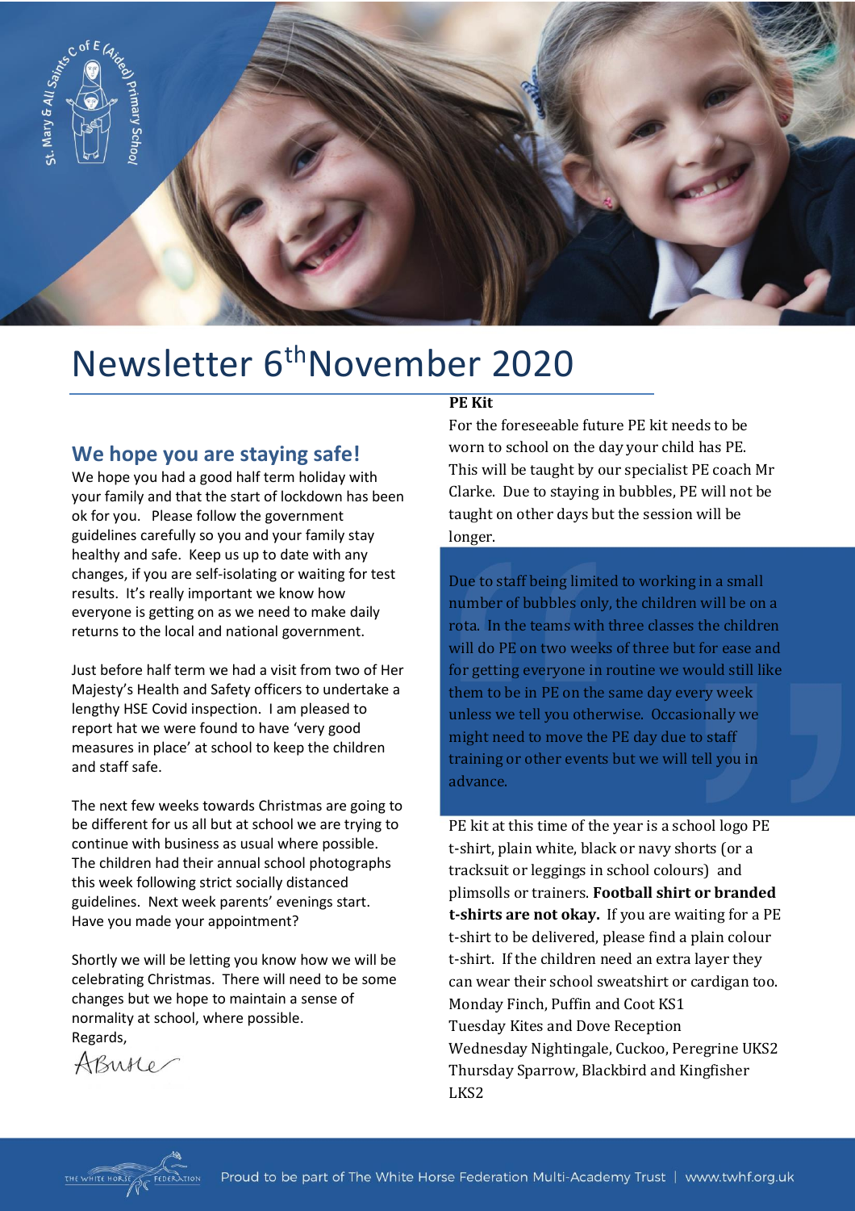# Newsletter 6th November 2020

## We hope you are staying safe!

We hope you had a good half term holiday with your family and that the start of lockdown has been ok for you. Please follow the government guidelines carefully so you and your family stay healthy and safe. Keep us up to date with any changes, if you are self-isolating or waiting for test results. It's really important we know how everyone is getting on as we need to make daily returns to the local and national government.

Just before half term we had a visit from two of Her Majesty's Health and Safety officers to undertake a lengthy HSE Covid inspection. I am pleased to report hat we were found to have 'very good measures in place' at school to keep the children and staff safe.

The next few weeks towards Christmas are going to be different for us all but at school we are trying to continue with business as usual where possible. The children had their annual school photographs this week following strict socially distanced guidelines. Next week parents' evenings start. Have you made your appointment?

Shortly we will be letting you know how we will be celebrating Christmas. There will need to be some changes but we hope to maintain a sense of normality at school, where possible.

Regards,

ABurke

**PE Kit**

For the foreseeable future PE kit needs to be worn to school on the day your child has PE. This will be taught by our specialist PE coach Mr Clarke. Due to staying in bubbles, PE will not be taught on other days but the session will be longer.

Due to staff being limited to working in a small number of bubbles only, the children will be on a rota. In the teams with three classes the children will do PE on two weeks of three but for ease and for getting everyone in routine we would still like them to be in PE on the same day every week unless we tell you otherwise. Occasionally we might need to move the PE day due to staff training or other events but we will tell you in advance.

PE kit at this time of the year is a school logo PE t-shirt, plain white, black or navy shorts (or a tracksuit or leggings in school colours) and plimsolls or trainers. **Football shirt or branded t-shirts are not okay.** If you are waiting for a PE t-shirt to be delivered, please find a plain colour t-shirt. If the children need an extra layer they can wear their school sweatshirt or cardigan too.

Monday Finch, Puffin and Coot KS1
Tuesday Kites and Dove Reception
Wednesday Nightingale, Cuckoo, Peregrine UKS2
Thursday Sparrow, Blackbird and Kingfisher LKS2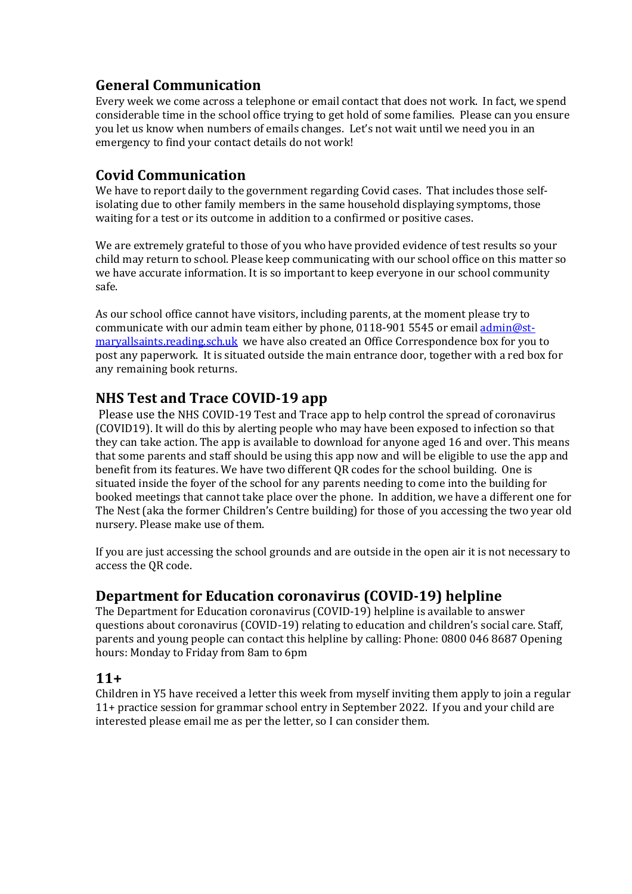## General Communication

Every week we come across a telephone or email contact that does not work. In fact, we spend considerable time in the school office trying to get hold of some families. Please can you ensure you let us know when numbers of emails changes. Let's not wait until we need you in an emergency to find your contact details do not work!

## Covid Communication

We have to report daily to the government regarding Covid cases. That includes those self-isolating due to other family members in the same household displaying symptoms, those waiting for a test or its outcome in addition to a confirmed or positive cases.

We are extremely grateful to those of you who have provided evidence of test results so your child may return to school. Please keep communicating with our school office on this matter so we have accurate information. It is so important to keep everyone in our school community safe.

As our school office cannot have visitors, including parents, at the moment please try to communicate with our admin team either by phone, 0118-901 5545 or email admin@st-maryallsaints.reading.sch.uk we have also created an Office Correspondence box for you to post any paperwork. It is situated outside the main entrance door, together with a red box for any remaining book returns.

## NHS Test and Trace COVID-19 app

Please use the NHS COVID-19 Test and Trace app to help control the spread of coronavirus (COVID19). It will do this by alerting people who may have been exposed to infection so that they can take action. The app is available to download for anyone aged 16 and over. This means that some parents and staff should be using this app now and will be eligible to use the app and benefit from its features. We have two different QR codes for the school building. One is situated inside the foyer of the school for any parents needing to come into the building for booked meetings that cannot take place over the phone. In addition, we have a different one for The Nest (aka the former Children's Centre building) for those of you accessing the two year old nursery. Please make use of them.

If you are just accessing the school grounds and are outside in the open air it is not necessary to access the QR code.

## Department for Education coronavirus (COVID-19) helpline

The Department for Education coronavirus (COVID-19) helpline is available to answer questions about coronavirus (COVID-19) relating to education and children's social care. Staff, parents and young people can contact this helpline by calling: Phone: 0800 046 8687 Opening hours: Monday to Friday from 8am to 6pm

## 11+

Children in Y5 have received a letter this week from myself inviting them apply to join a regular 11+ practice session for grammar school entry in September 2022. If you and your child are interested please email me as per the letter, so I can consider them.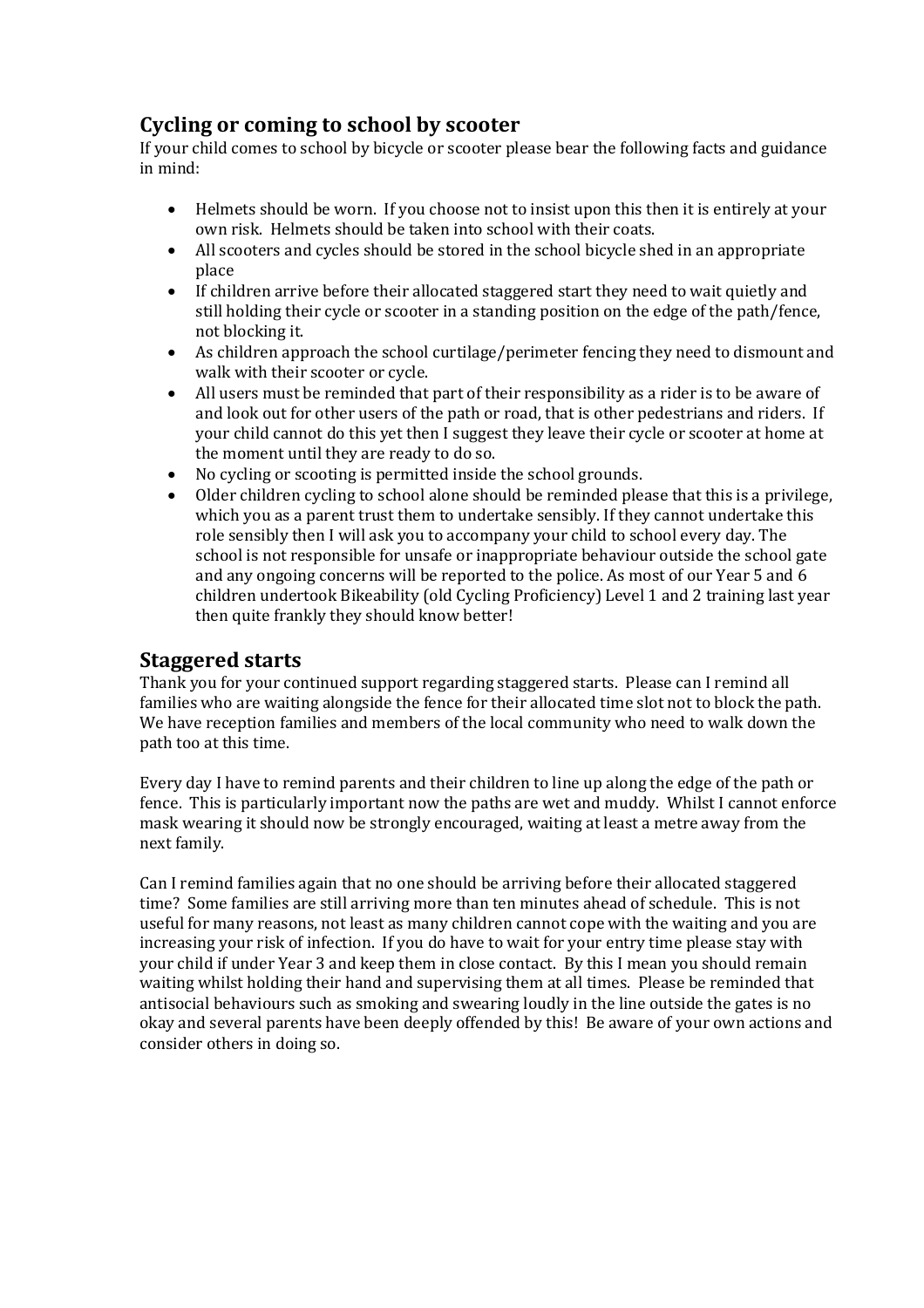## Cycling or coming to school by scooter

If your child comes to school by bicycle or scooter please bear the following facts and guidance in mind:

- Helmets should be worn. If you choose not to insist upon this then it is entirely at your own risk. Helmets should be taken into school with their coats.
- All scooters and cycles should be stored in the school bicycle shed in an appropriate place
- If children arrive before their allocated staggered start they need to wait quietly and still holding their cycle or scooter in a standing position on the edge of the path/fence, not blocking it.
- As children approach the school curtilage/perimeter fencing they need to dismount and walk with their scooter or cycle.
- All users must be reminded that part of their responsibility as a rider is to be aware of and look out for other users of the path or road, that is other pedestrians and riders. If your child cannot do this yet then I suggest they leave their cycle or scooter at home at the moment until they are ready to do so.
- No cycling or scooting is permitted inside the school grounds.
- Older children cycling to school alone should be reminded please that this is a privilege, which you as a parent trust them to undertake sensibly. If they cannot undertake this role sensibly then I will ask you to accompany your child to school every day. The school is not responsible for unsafe or inappropriate behaviour outside the school gate and any ongoing concerns will be reported to the police. As most of our Year 5 and 6 children undertook Bikeability (old Cycling Proficiency) Level 1 and 2 training last year then quite frankly they should know better!

## Staggered starts

Thank you for your continued support regarding staggered starts. Please can I remind all families who are waiting alongside the fence for their allocated time slot not to block the path. We have reception families and members of the local community who need to walk down the path too at this time.

Every day I have to remind parents and their children to line up along the edge of the path or fence. This is particularly important now the paths are wet and muddy. Whilst I cannot enforce mask wearing it should now be strongly encouraged, waiting at least a metre away from the next family.

Can I remind families again that no one should be arriving before their allocated staggered time? Some families are still arriving more than ten minutes ahead of schedule. This is not useful for many reasons, not least as many children cannot cope with the waiting and you are increasing your risk of infection. If you do have to wait for your entry time please stay with your child if under Year 3 and keep them in close contact. By this I mean you should remain waiting whilst holding their hand and supervising them at all times. Please be reminded that antisocial behaviours such as smoking and swearing loudly in the line outside the gates is no okay and several parents have been deeply offended by this! Be aware of your own actions and consider others in doing so.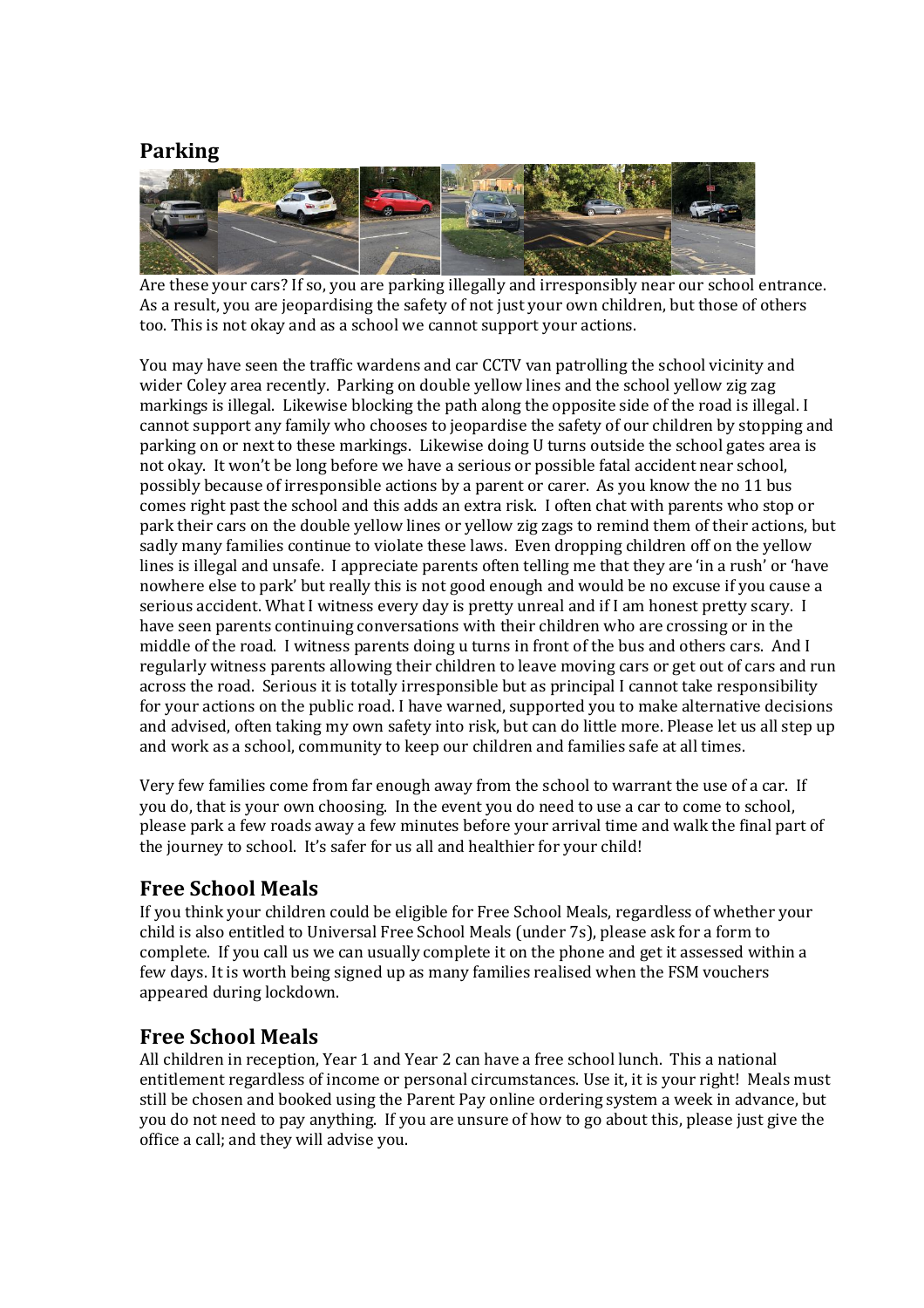## Parking

Are these your cars? If so, you are parking illegally and irresponsibly near our school entrance. As a result, you are jeopardising the safety of not just your own children, but those of others too. This is not okay and as a school we cannot support your actions.

You may have seen the traffic wardens and car CCTV van patrolling the school vicinity and wider Coley area recently. Parking on double yellow lines and the school yellow zig zag markings is illegal. Likewise blocking the path along the opposite side of the road is illegal. I cannot support any family who chooses to jeopardise the safety of our children by stopping and parking on or next to these markings. Likewise doing U turns outside the school gates area is not okay. It won't be long before we have a serious or possible fatal accident near school, possibly because of irresponsible actions by a parent or carer. As you know the no 11 bus comes right past the school and this adds an extra risk. I often chat with parents who stop or park their cars on the double yellow lines or yellow zig zags to remind them of their actions, but sadly many families continue to violate these laws. Even dropping children off on the yellow lines is illegal and unsafe. I appreciate parents often telling me that they are 'in a rush' or 'have nowhere else to park' but really this is not good enough and would be no excuse if you cause a serious accident. What I witness every day is pretty unreal and if I am honest pretty scary. I have seen parents continuing conversations with their children who are crossing or in the middle of the road. I witness parents doing u turns in front of the bus and others cars. And I regularly witness parents allowing their children to leave moving cars or get out of cars and run across the road. Serious it is totally irresponsible but as principal I cannot take responsibility for your actions on the public road. I have warned, supported you to make alternative decisions and advised, often taking my own safety into risk, but can do little more. Please let us all step up and work as a school, community to keep our children and families safe at all times.

Very few families come from far enough away from the school to warrant the use of a car. If you do, that is your own choosing. In the event you do need to use a car to come to school, please park a few roads away a few minutes before your arrival time and walk the final part of the journey to school. It's safer for us all and healthier for your child!

## Free School Meals

If you think your children could be eligible for Free School Meals, regardless of whether your child is also entitled to Universal Free School Meals (under 7s), please ask for a form to complete. If you call us we can usually complete it on the phone and get it assessed within a few days. It is worth being signed up as many families realised when the FSM vouchers appeared during lockdown.

## Free School Meals

All children in reception, Year 1 and Year 2 can have a free school lunch. This a national entitlement regardless of income or personal circumstances. Use it, it is your right! Meals must still be chosen and booked using the Parent Pay online ordering system a week in advance, but you do not need to pay anything. If you are unsure of how to go about this, please just give the office a call; and they will advise you.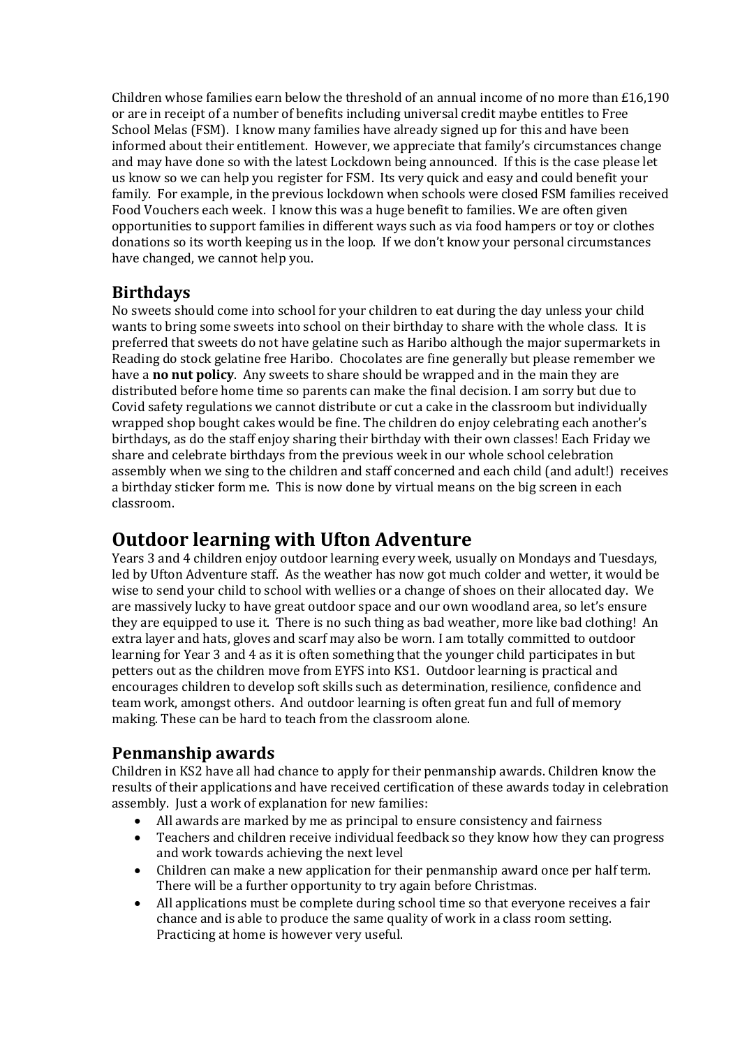Children whose families earn below the threshold of an annual income of no more than £16,190 or are in receipt of a number of benefits including universal credit maybe entitles to Free School Melas (FSM). I know many families have already signed up for this and have been informed about their entitlement. However, we appreciate that family's circumstances change and may have done so with the latest Lockdown being announced. If this is the case please let us know so we can help you register for FSM. Its very quick and easy and could benefit your family. For example, in the previous lockdown when schools were closed FSM families received Food Vouchers each week. I know this was a huge benefit to families. We are often given opportunities to support families in different ways such as via food hampers or toy or clothes donations so its worth keeping us in the loop. If we don't know your personal circumstances have changed, we cannot help you.

## Birthdays

No sweets should come into school for your children to eat during the day unless your child wants to bring some sweets into school on their birthday to share with the whole class. It is preferred that sweets do not have gelatine such as Haribo although the major supermarkets in Reading do stock gelatine free Haribo. Chocolates are fine generally but please remember we have a **no nut policy**. Any sweets to share should be wrapped and in the main they are distributed before home time so parents can make the final decision. I am sorry but due to Covid safety regulations we cannot distribute or cut a cake in the classroom but individually wrapped shop bought cakes would be fine. The children do enjoy celebrating each another's birthdays, as do the staff enjoy sharing their birthday with their own classes! Each Friday we share and celebrate birthdays from the previous week in our whole school celebration assembly when we sing to the children and staff concerned and each child (and adult!) receives a birthday sticker form me. This is now done by virtual means on the big screen in each classroom.

# Outdoor learning with Ufton Adventure

Years 3 and 4 children enjoy outdoor learning every week, usually on Mondays and Tuesdays, led by Ufton Adventure staff. As the weather has now got much colder and wetter, it would be wise to send your child to school with wellies or a change of shoes on their allocated day. We are massively lucky to have great outdoor space and our own woodland area, so let's ensure they are equipped to use it. There is no such thing as bad weather, more like bad clothing! An extra layer and hats, gloves and scarf may also be worn. I am totally committed to outdoor learning for Year 3 and 4 as it is often something that the younger child participates in but petters out as the children move from EYFS into KS1. Outdoor learning is practical and encourages children to develop soft skills such as determination, resilience, confidence and team work, amongst others. And outdoor learning is often great fun and full of memory making. These can be hard to teach from the classroom alone.

## Penmanship awards

Children in KS2 have all had chance to apply for their penmanship awards. Children know the results of their applications and have received certification of these awards today in celebration assembly. Just a work of explanation for new families:

- All awards are marked by me as principal to ensure consistency and fairness
- Teachers and children receive individual feedback so they know how they can progress and work towards achieving the next level
- Children can make a new application for their penmanship award once per half term. There will be a further opportunity to try again before Christmas.
- All applications must be complete during school time so that everyone receives a fair chance and is able to produce the same quality of work in a class room setting. Practicing at home is however very useful.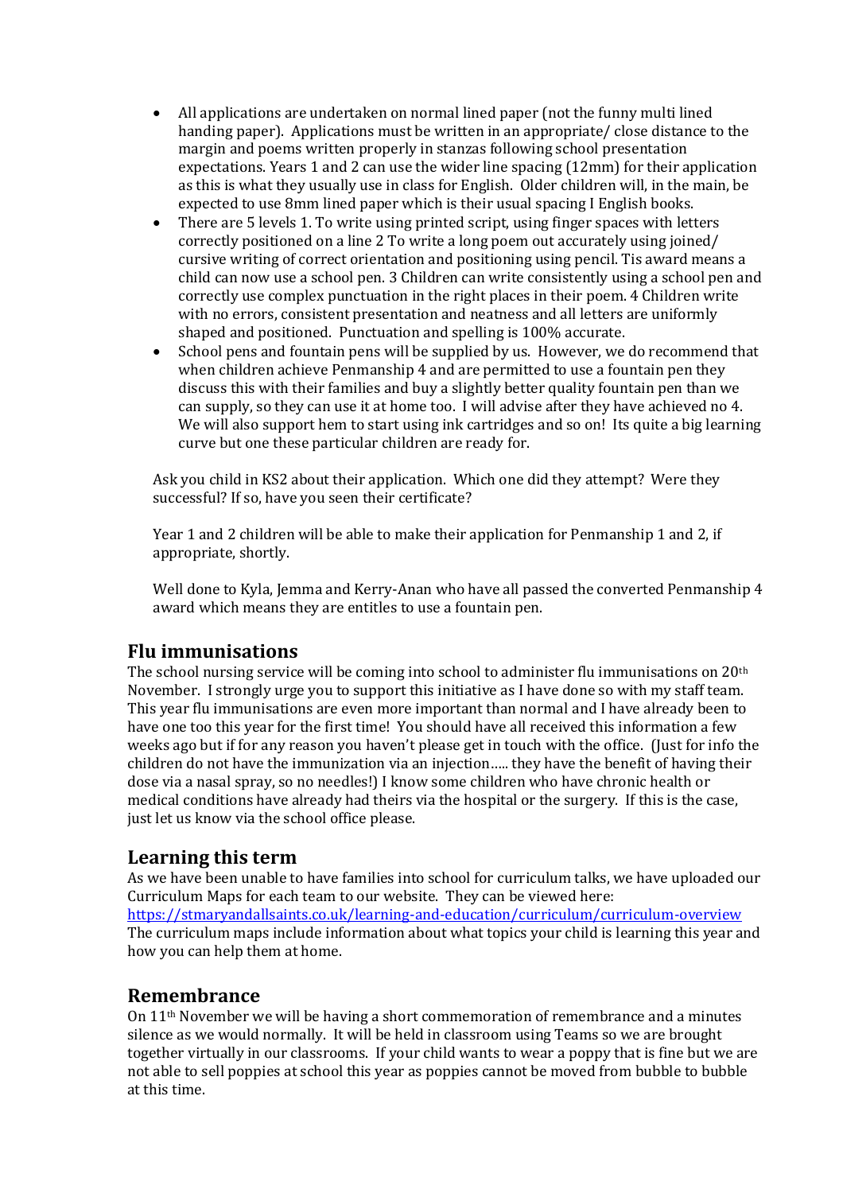- All applications are undertaken on normal lined paper (not the funny multi lined handing paper). Applications must be written in an appropriate/ close distance to the margin and poems written properly in stanzas following school presentation expectations. Years 1 and 2 can use the wider line spacing (12mm) for their application as this is what they usually use in class for English. Older children will, in the main, be expected to use 8mm lined paper which is their usual spacing I English books.
- There are 5 levels 1. To write using printed script, using finger spaces with letters correctly positioned on a line 2 To write a long poem out accurately using joined/ cursive writing of correct orientation and positioning using pencil. Tis award means a child can now use a school pen. 3 Children can write consistently using a school pen and correctly use complex punctuation in the right places in their poem. 4 Children write with no errors, consistent presentation and neatness and all letters are uniformly shaped and positioned. Punctuation and spelling is 100% accurate.
- School pens and fountain pens will be supplied by us. However, we do recommend that when children achieve Penmanship 4 and are permitted to use a fountain pen they discuss this with their families and buy a slightly better quality fountain pen than we can supply, so they can use it at home too. I will advise after they have achieved no 4. We will also support hem to start using ink cartridges and so on! Its quite a big learning curve but one these particular children are ready for.

Ask you child in KS2 about their application. Which one did they attempt? Were they successful? If so, have you seen their certificate?

Year 1 and 2 children will be able to make their application for Penmanship 1 and 2, if appropriate, shortly.

Well done to Kyla, Jemma and Kerry-Anan who have all passed the converted Penmanship 4 award which means they are entitles to use a fountain pen.

## Flu immunisations

The school nursing service will be coming into school to administer flu immunisations on 20th November. I strongly urge you to support this initiative as I have done so with my staff team. This year flu immunisations are even more important than normal and I have already been to have one too this year for the first time! You should have all received this information a few weeks ago but if for any reason you haven't please get in touch with the office. (Just for info the children do not have the immunization via an injection….. they have the benefit of having their dose via a nasal spray, so no needles!) I know some children who have chronic health or medical conditions have already had theirs via the hospital or the surgery. If this is the case, just let us know via the school office please.

## Learning this term

As we have been unable to have families into school for curriculum talks, we have uploaded our Curriculum Maps for each team to our website. They can be viewed here:
https://stmaryandallsaints.co.uk/learning-and-education/curriculum/curriculum-overview
The curriculum maps include information about what topics your child is learning this year and how you can help them at home.

## Remembrance

On 11th November we will be having a short commemoration of remembrance and a minutes silence as we would normally. It will be held in classroom using Teams so we are brought together virtually in our classrooms. If your child wants to wear a poppy that is fine but we are not able to sell poppies at school this year as poppies cannot be moved from bubble to bubble at this time.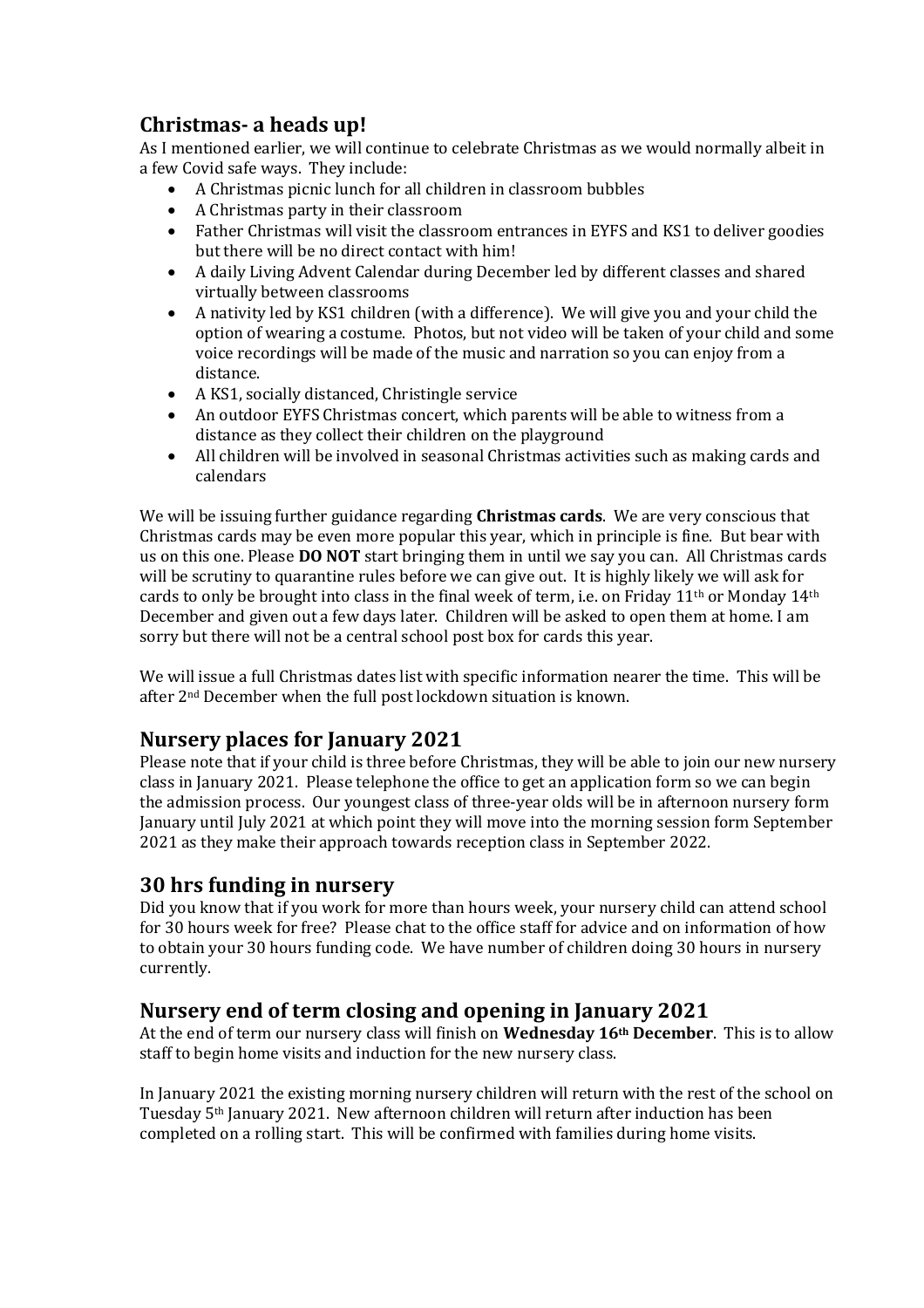## Christmas- a heads up!

As I mentioned earlier, we will continue to celebrate Christmas as we would normally albeit in a few Covid safe ways. They include:

- A Christmas picnic lunch for all children in classroom bubbles
- A Christmas party in their classroom
- Father Christmas will visit the classroom entrances in EYFS and KS1 to deliver goodies but there will be no direct contact with him!
- A daily Living Advent Calendar during December led by different classes and shared virtually between classrooms
- A nativity led by KS1 children (with a difference). We will give you and your child the option of wearing a costume. Photos, but not video will be taken of your child and some voice recordings will be made of the music and narration so you can enjoy from a distance.
- A KS1, socially distanced, Christingle service
- An outdoor EYFS Christmas concert, which parents will be able to witness from a distance as they collect their children on the playground
- All children will be involved in seasonal Christmas activities such as making cards and calendars

We will be issuing further guidance regarding **Christmas cards**. We are very conscious that Christmas cards may be even more popular this year, which in principle is fine. But bear with us on this one. Please **DO NOT** start bringing them in until we say you can. All Christmas cards will be scrutiny to quarantine rules before we can give out. It is highly likely we will ask for cards to only be brought into class in the final week of term, i.e. on Friday 11th or Monday 14th December and given out a few days later. Children will be asked to open them at home. I am sorry but there will not be a central school post box for cards this year.

We will issue a full Christmas dates list with specific information nearer the time. This will be after 2nd December when the full post lockdown situation is known.

## Nursery places for January 2021

Please note that if your child is three before Christmas, they will be able to join our new nursery class in January 2021. Please telephone the office to get an application form so we can begin the admission process. Our youngest class of three-year olds will be in afternoon nursery form January until July 2021 at which point they will move into the morning session form September 2021 as they make their approach towards reception class in September 2022.

## 30 hrs funding in nursery

Did you know that if you work for more than hours week, your nursery child can attend school for 30 hours week for free? Please chat to the office staff for advice and on information of how to obtain your 30 hours funding code. We have number of children doing 30 hours in nursery currently.

## Nursery end of term closing and opening in January 2021

At the end of term our nursery class will finish on **Wednesday 16th December**. This is to allow staff to begin home visits and induction for the new nursery class.

In January 2021 the existing morning nursery children will return with the rest of the school on Tuesday 5th January 2021. New afternoon children will return after induction has been completed on a rolling start. This will be confirmed with families during home visits.